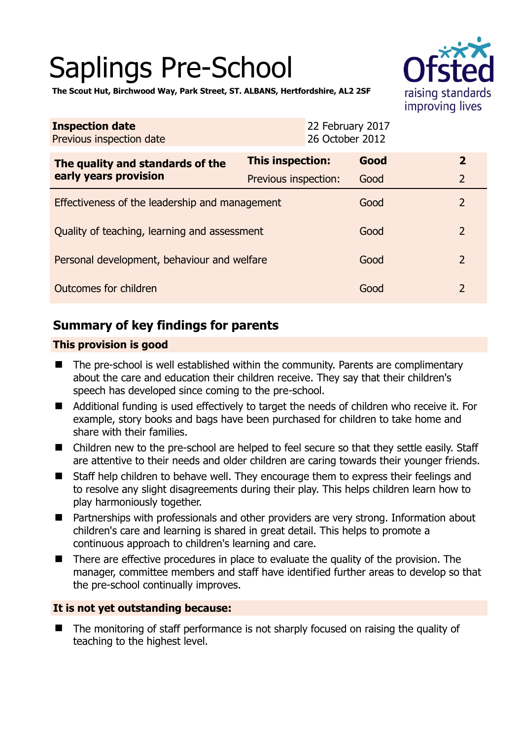# Saplings Pre-School

**The Scout Hut, Birchwood Way, Park Street, ST. ALBANS, Hertfordshire, AL2 2SF**

| **Inspection date** | 22 February 2017 |
|---|---|
| Previous inspection date | 26 October 2012 |

| **The quality and standards of the early years provision** | **This inspection:** | **Good** | **2** |
|---|---|---|---|
| | Previous inspection: | Good | 2 |
| Effectiveness of the leadership and management | | Good | 2 |
| Quality of teaching, learning and assessment | | Good | 2 |
| Personal development, behaviour and welfare | | Good | 2 |
| Outcomes for children | | Good | 2 |

## Summary of key findings for parents

**This provision is good**

- The pre-school is well established within the community. Parents are complimentary about the care and education their children receive. They say that their children's speech has developed since coming to the pre-school.
- Additional funding is used effectively to target the needs of children who receive it. For example, story books and bags have been purchased for children to take home and share with their families.
- Children new to the pre-school are helped to feel secure so that they settle easily. Staff are attentive to their needs and older children are caring towards their younger friends.
- Staff help children to behave well. They encourage them to express their feelings and to resolve any slight disagreements during their play. This helps children learn how to play harmoniously together.
- Partnerships with professionals and other providers are very strong. Information about children's care and learning is shared in great detail. This helps to promote a continuous approach to children's learning and care.
- There are effective procedures in place to evaluate the quality of the provision. The manager, committee members and staff have identified further areas to develop so that the pre-school continually improves.

**It is not yet outstanding because:**

- The monitoring of staff performance is not sharply focused on raising the quality of teaching to the highest level.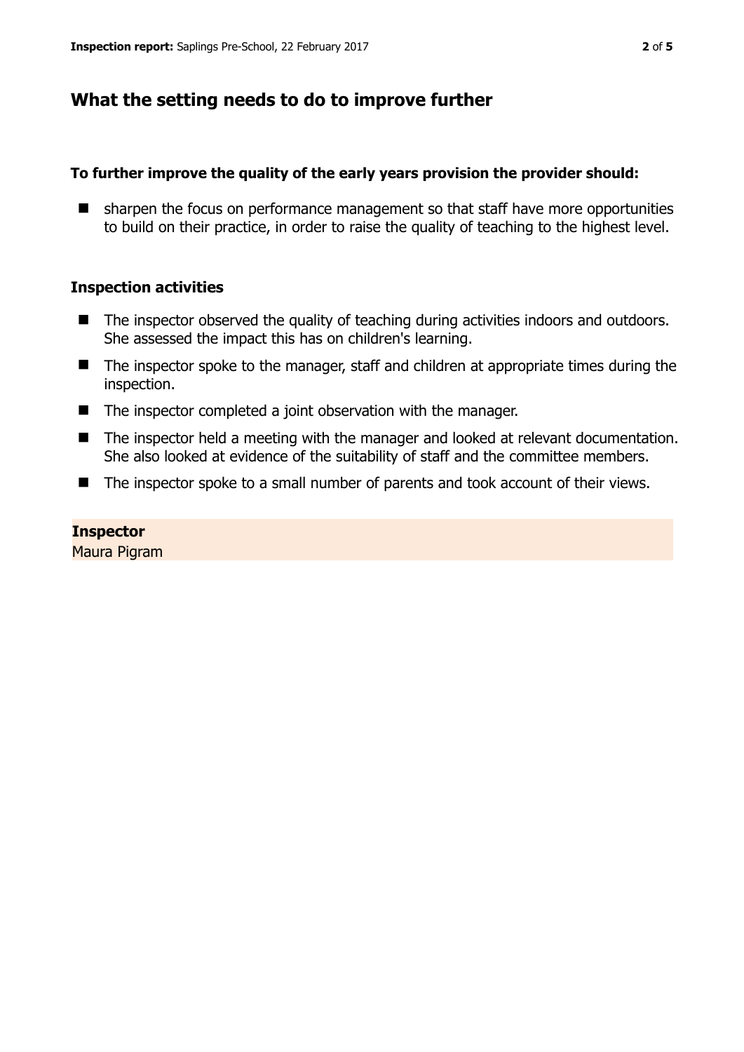## What the setting needs to do to improve further

### To further improve the quality of the early years provision the provider should:

- sharpen the focus on performance management so that staff have more opportunities to build on their practice, in order to raise the quality of teaching to the highest level.

### Inspection activities

- The inspector observed the quality of teaching during activities indoors and outdoors. She assessed the impact this has on children's learning.
- The inspector spoke to the manager, staff and children at appropriate times during the inspection.
- The inspector completed a joint observation with the manager.
- The inspector held a meeting with the manager and looked at relevant documentation. She also looked at evidence of the suitability of staff and the committee members.
- The inspector spoke to a small number of parents and took account of their views.

**Inspector**
Maura Pigram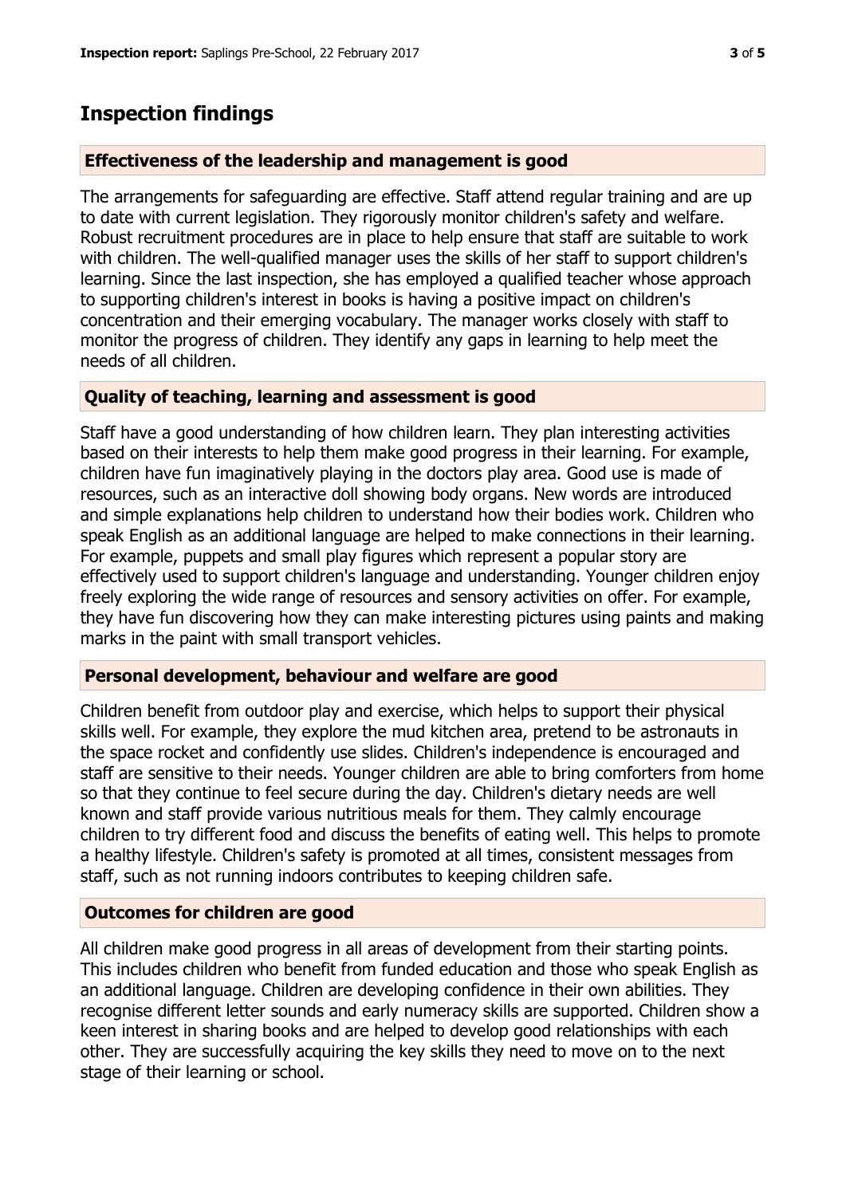## Inspection findings

### Effectiveness of the leadership and management is good

The arrangements for safeguarding are effective. Staff attend regular training and are up to date with current legislation. They rigorously monitor children's safety and welfare. Robust recruitment procedures are in place to help ensure that staff are suitable to work with children. The well-qualified manager uses the skills of her staff to support children's learning. Since the last inspection, she has employed a qualified teacher whose approach to supporting children's interest in books is having a positive impact on children's concentration and their emerging vocabulary. The manager works closely with staff to monitor the progress of children. They identify any gaps in learning to help meet the needs of all children.

### Quality of teaching, learning and assessment is good

Staff have a good understanding of how children learn. They plan interesting activities based on their interests to help them make good progress in their learning. For example, children have fun imaginatively playing in the doctors play area. Good use is made of resources, such as an interactive doll showing body organs. New words are introduced and simple explanations help children to understand how their bodies work. Children who speak English as an additional language are helped to make connections in their learning. For example, puppets and small play figures which represent a popular story are effectively used to support children's language and understanding. Younger children enjoy freely exploring the wide range of resources and sensory activities on offer. For example, they have fun discovering how they can make interesting pictures using paints and making marks in the paint with small transport vehicles.

### Personal development, behaviour and welfare are good

Children benefit from outdoor play and exercise, which helps to support their physical skills well. For example, they explore the mud kitchen area, pretend to be astronauts in the space rocket and confidently use slides. Children's independence is encouraged and staff are sensitive to their needs. Younger children are able to bring comforters from home so that they continue to feel secure during the day. Children's dietary needs are well known and staff provide various nutritious meals for them. They calmly encourage children to try different food and discuss the benefits of eating well. This helps to promote a healthy lifestyle. Children's safety is promoted at all times, consistent messages from staff, such as not running indoors contributes to keeping children safe.

### Outcomes for children are good

All children make good progress in all areas of development from their starting points. This includes children who benefit from funded education and those who speak English as an additional language. Children are developing confidence in their own abilities. They recognise different letter sounds and early numeracy skills are supported. Children show a keen interest in sharing books and are helped to develop good relationships with each other. They are successfully acquiring the key skills they need to move on to the next stage of their learning or school.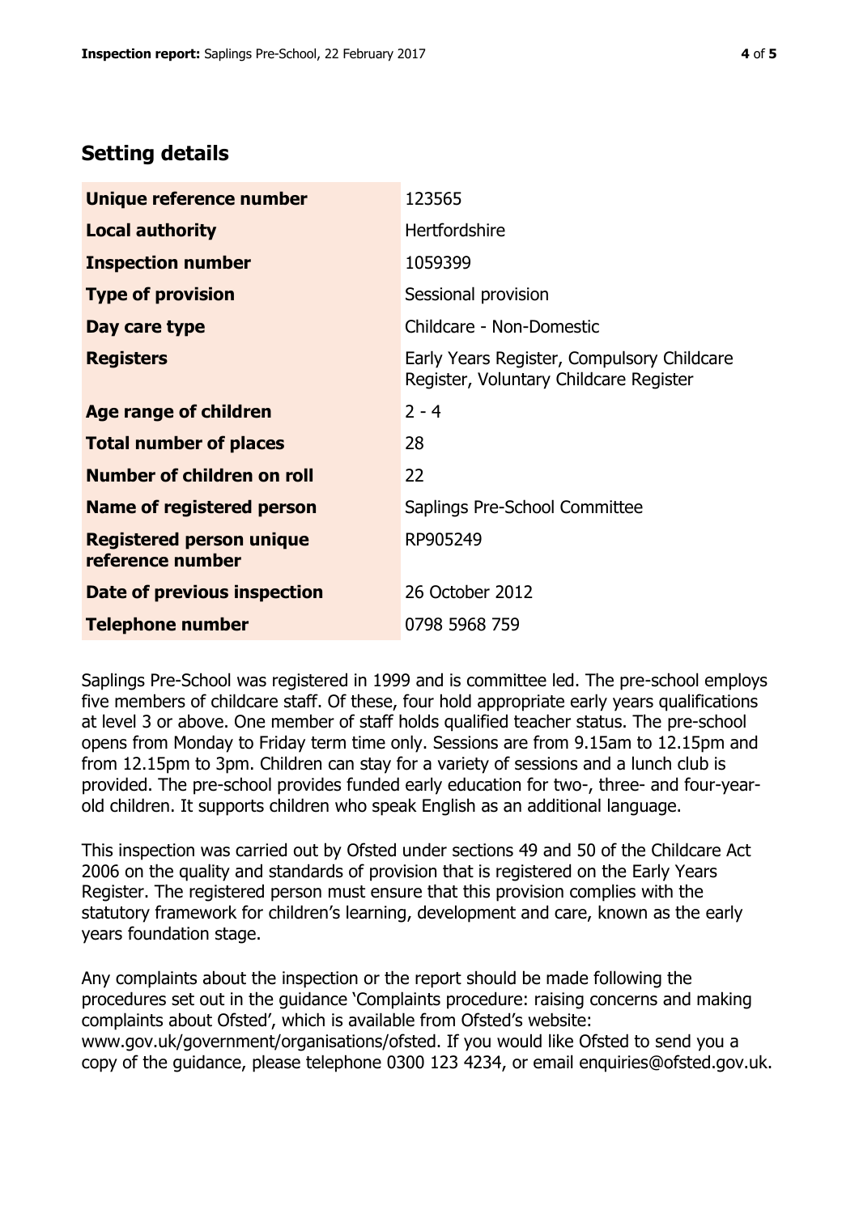## Setting details

| | |
|---|---|
| **Unique reference number** | 123565 |
| **Local authority** | Hertfordshire |
| **Inspection number** | 1059399 |
| **Type of provision** | Sessional provision |
| **Day care type** | Childcare - Non-Domestic |
| **Registers** | Early Years Register, Compulsory Childcare Register, Voluntary Childcare Register |
| **Age range of children** | 2 - 4 |
| **Total number of places** | 28 |
| **Number of children on roll** | 22 |
| **Name of registered person** | Saplings Pre-School Committee |
| **Registered person unique reference number** | RP905249 |
| **Date of previous inspection** | 26 October 2012 |
| **Telephone number** | 0798 5968 759 |

Saplings Pre-School was registered in 1999 and is committee led. The pre-school employs five members of childcare staff. Of these, four hold appropriate early years qualifications at level 3 or above. One member of staff holds qualified teacher status. The pre-school opens from Monday to Friday term time only. Sessions are from 9.15am to 12.15pm and from 12.15pm to 3pm. Children can stay for a variety of sessions and a lunch club is provided. The pre-school provides funded early education for two-, three- and four-year-old children. It supports children who speak English as an additional language.

This inspection was carried out by Ofsted under sections 49 and 50 of the Childcare Act 2006 on the quality and standards of provision that is registered on the Early Years Register. The registered person must ensure that this provision complies with the statutory framework for children's learning, development and care, known as the early years foundation stage.

Any complaints about the inspection or the report should be made following the procedures set out in the guidance 'Complaints procedure: raising concerns and making complaints about Ofsted', which is available from Ofsted's website: www.gov.uk/government/organisations/ofsted. If you would like Ofsted to send you a copy of the guidance, please telephone 0300 123 4234, or email enquiries@ofsted.gov.uk.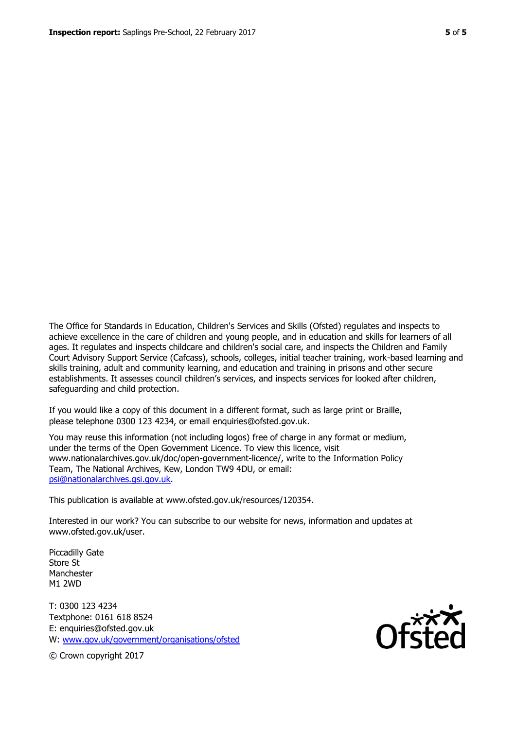The Office for Standards in Education, Children's Services and Skills (Ofsted) regulates and inspects to achieve excellence in the care of children and young people, and in education and skills for learners of all ages. It regulates and inspects childcare and children's social care, and inspects the Children and Family Court Advisory Support Service (Cafcass), schools, colleges, initial teacher training, work-based learning and skills training, adult and community learning, and education and training in prisons and other secure establishments. It assesses council children's services, and inspects services for looked after children, safeguarding and child protection.

If you would like a copy of this document in a different format, such as large print or Braille, please telephone 0300 123 4234, or email enquiries@ofsted.gov.uk.

You may reuse this information (not including logos) free of charge in any format or medium, under the terms of the Open Government Licence. To view this licence, visit www.nationalarchives.gov.uk/doc/open-government-licence/, write to the Information Policy Team, The National Archives, Kew, London TW9 4DU, or email: psi@nationalarchives.gsi.gov.uk.

This publication is available at www.ofsted.gov.uk/resources/120354.

Interested in our work? You can subscribe to our website for news, information and updates at www.ofsted.gov.uk/user.

Piccadilly Gate
Store St
Manchester
M1 2WD

T: 0300 123 4234
Textphone: 0161 618 8524
E: enquiries@ofsted.gov.uk
W: www.gov.uk/government/organisations/ofsted

© Crown copyright 2017